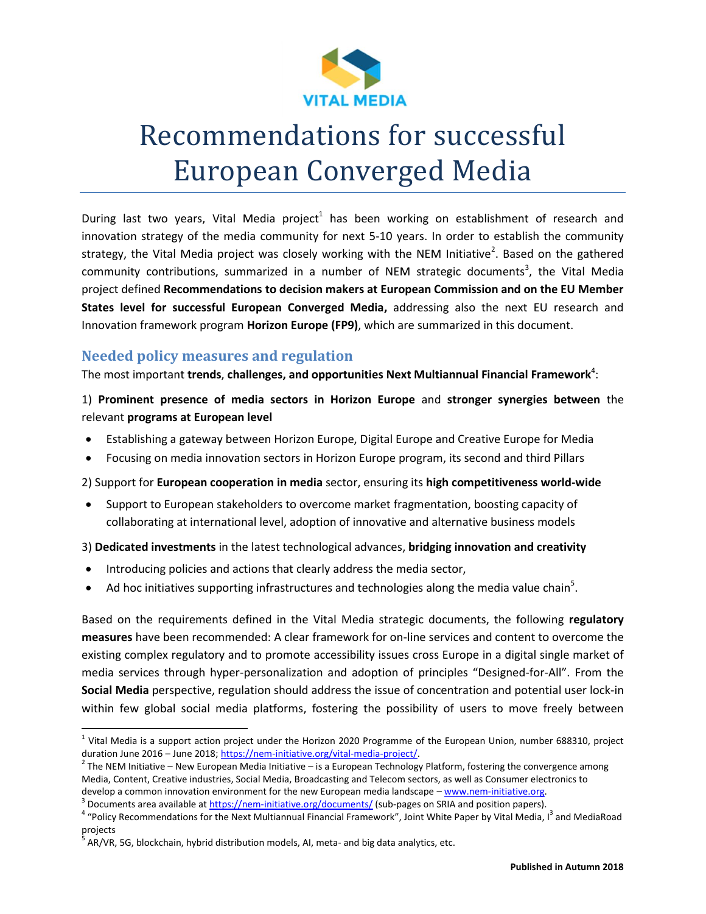# Recommendations for successful European Converged Media

During last two years, Vital Media project[1] has been working on establishment of research and innovation strategy of the media community for next 5-10 years. In order to establish the community strategy, the Vital Media project was closely working with the NEM Initiative[2]. Based on the gathered community contributions, summarized in a number of NEM strategic documents[3], the Vital Media project defined **Recommendations to decision makers at European Commission and on the EU Member States level for successful European Converged Media,** addressing also the next EU research and Innovation framework program **Horizon Europe (FP9)**, which are summarized in this document.

## Needed policy measures and regulation

The most important **trends**, **challenges, and opportunities Next Multiannual Financial Framework**[4]:

1) **Prominent presence of media sectors in Horizon Europe** and **stronger synergies between** the relevant **programs at European level**

- Establishing a gateway between Horizon Europe, Digital Europe and Creative Europe for Media
- Focusing on media innovation sectors in Horizon Europe program, its second and third Pillars

2) Support for **European cooperation in media** sector, ensuring its **high competitiveness world-wide**

- Support to European stakeholders to overcome market fragmentation, boosting capacity of collaborating at international level, adoption of innovative and alternative business models

3) **Dedicated investments** in the latest technological advances, **bridging innovation and creativity**

- Introducing policies and actions that clearly address the media sector,
- Ad hoc initiatives supporting infrastructures and technologies along the media value chain[5].

Based on the requirements defined in the Vital Media strategic documents, the following **regulatory measures** have been recommended: A clear framework for on-line services and content to overcome the existing complex regulatory and to promote accessibility issues cross Europe in a digital single market of media services through hyper-personalization and adoption of principles "Designed-for-All". From the **Social Media** perspective, regulation should address the issue of concentration and potential user lock-in within few global social media platforms, fostering the possibility of users to move freely between

---

[1] Vital Media is a support action project under the Horizon 2020 Programme of the European Union, number 688310, project duration June 2016 – June 2018; https://nem-initiative.org/vital-media-project/.

[2] The NEM Initiative – New European Media Initiative – is a European Technology Platform, fostering the convergence among Media, Content, Creative industries, Social Media, Broadcasting and Telecom sectors, as well as Consumer electronics to develop a common innovation environment for the new European media landscape – www.nem-initiative.org.

[3] Documents area available at https://nem-initiative.org/documents/ (sub-pages on SRIA and position papers).

[4] "Policy Recommendations for the Next Multiannual Financial Framework", Joint White Paper by Vital Media, I[3] and MediaRoad projects

[5] AR/VR, 5G, blockchain, hybrid distribution models, AI, meta- and big data analytics, etc.

**Published in Autumn 2018**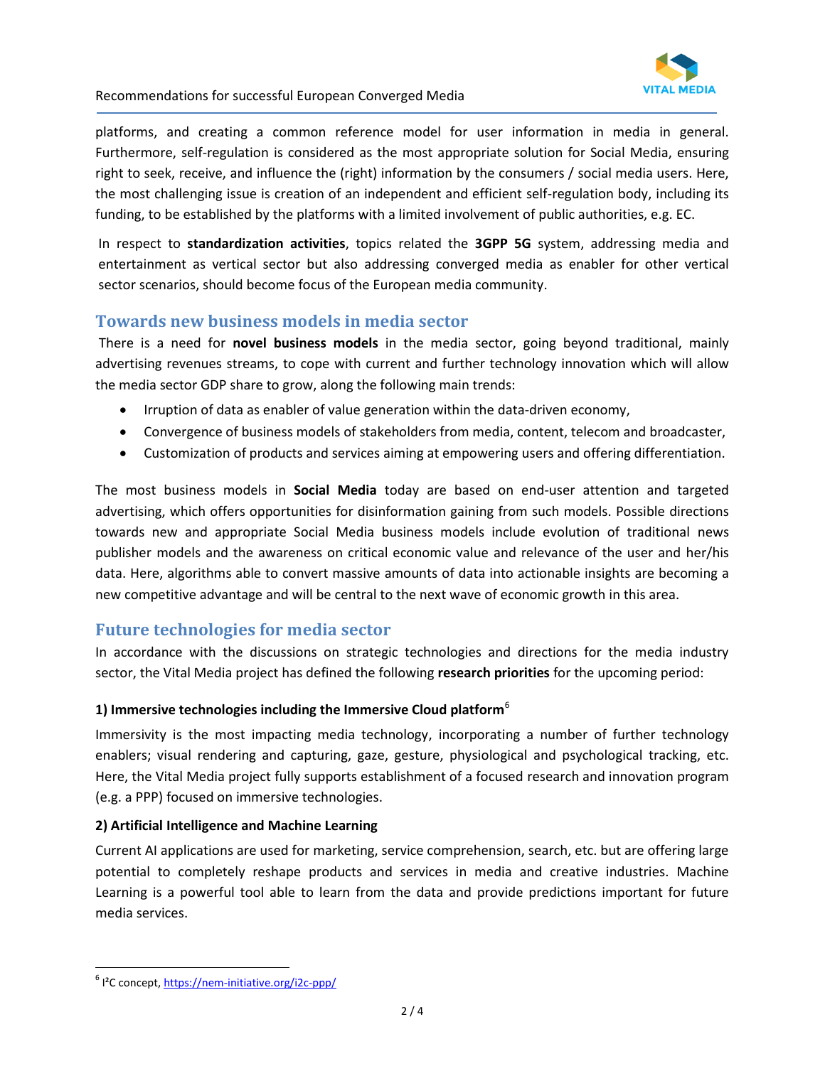platforms, and creating a common reference model for user information in media in general. Furthermore, self-regulation is considered as the most appropriate solution for Social Media, ensuring right to seek, receive, and influence the (right) information by the consumers / social media users. Here, the most challenging issue is creation of an independent and efficient self-regulation body, including its funding, to be established by the platforms with a limited involvement of public authorities, e.g. EC.

In respect to **standardization activities**, topics related the **3GPP 5G** system, addressing media and entertainment as vertical sector but also addressing converged media as enabler for other vertical sector scenarios, should become focus of the European media community.

## Towards new business models in media sector

There is a need for **novel business models** in the media sector, going beyond traditional, mainly advertising revenues streams, to cope with current and further technology innovation which will allow the media sector GDP share to grow, along the following main trends:

- Irruption of data as enabler of value generation within the data-driven economy,
- Convergence of business models of stakeholders from media, content, telecom and broadcaster,
- Customization of products and services aiming at empowering users and offering differentiation.

The most business models in **Social Media** today are based on end-user attention and targeted advertising, which offers opportunities for disinformation gaining from such models. Possible directions towards new and appropriate Social Media business models include evolution of traditional news publisher models and the awareness on critical economic value and relevance of the user and her/his data. Here, algorithms able to convert massive amounts of data into actionable insights are becoming a new competitive advantage and will be central to the next wave of economic growth in this area.

## Future technologies for media sector

In accordance with the discussions on strategic technologies and directions for the media industry sector, the Vital Media project has defined the following **research priorities** for the upcoming period:

### 1) Immersive technologies including the Immersive Cloud platform[6]

Immersivity is the most impacting media technology, incorporating a number of further technology enablers; visual rendering and capturing, gaze, gesture, physiological and psychological tracking, etc. Here, the Vital Media project fully supports establishment of a focused research and innovation program (e.g. a PPP) focused on immersive technologies.

### 2) Artificial Intelligence and Machine Learning

Current AI applications are used for marketing, service comprehension, search, etc. but are offering large potential to completely reshape products and services in media and creative industries. Machine Learning is a powerful tool able to learn from the data and provide predictions important for future media services.

---

[6] I²C concept, https://nem-initiative.org/i2c-ppp/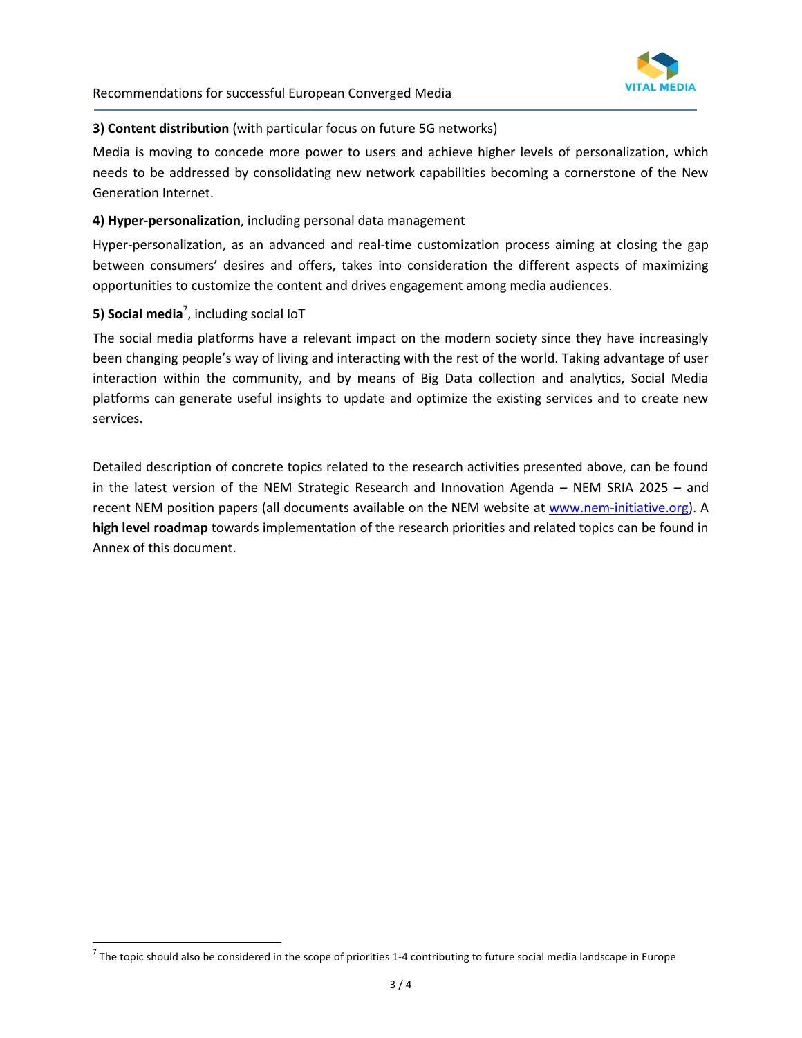**3) Content distribution** (with particular focus on future 5G networks)

Media is moving to concede more power to users and achieve higher levels of personalization, which needs to be addressed by consolidating new network capabilities becoming a cornerstone of the New Generation Internet.

**4) Hyper-personalization**, including personal data management

Hyper-personalization, as an advanced and real-time customization process aiming at closing the gap between consumers' desires and offers, takes into consideration the different aspects of maximizing opportunities to customize the content and drives engagement among media audiences.

**5) Social media**[7], including social IoT

The social media platforms have a relevant impact on the modern society since they have increasingly been changing people's way of living and interacting with the rest of the world. Taking advantage of user interaction within the community, and by means of Big Data collection and analytics, Social Media platforms can generate useful insights to update and optimize the existing services and to create new services.

Detailed description of concrete topics related to the research activities presented above, can be found in the latest version of the NEM Strategic Research and Innovation Agenda – NEM SRIA 2025 – and recent NEM position papers (all documents available on the NEM website at www.nem-initiative.org). A **high level roadmap** towards implementation of the research priorities and related topics can be found in Annex of this document.

[7] The topic should also be considered in the scope of priorities 1-4 contributing to future social media landscape in Europe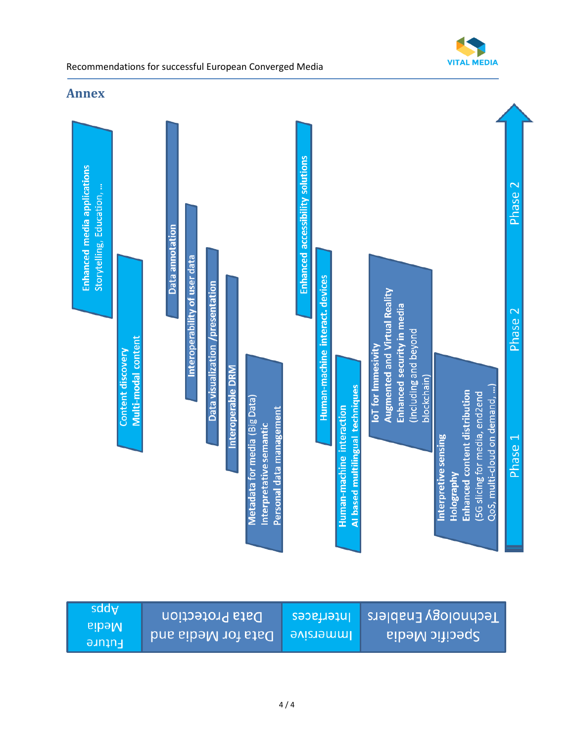## Annex

Enhanced media applications
Storytelling, Education, …

Content discovery
Multi-modal content

Data annotation

Interoperability of user data

Data visualization /presentation

Interoperable DRM

Metadata for media (Big Data)
Interpretative semantic
Personal data management

Enhanced accessibility solutions

Human-machine interact. devices

Human-machine interaction
AI based multilingual techniques

IoT for Immesivity
Augmented and Virtual Reality
Enhanced security in media
(including and beyond blockchain)

Interpretive sensing
Holography
Enhanced content distribution
(5G slicing for media, end2end QoS, multi-cloud on demand, …)

Phase 1

Phase 2

Phase 2

Future Media Apps

Data for Media and Data Protection

Immersive Interfaces

Specific Media Technology Enablers